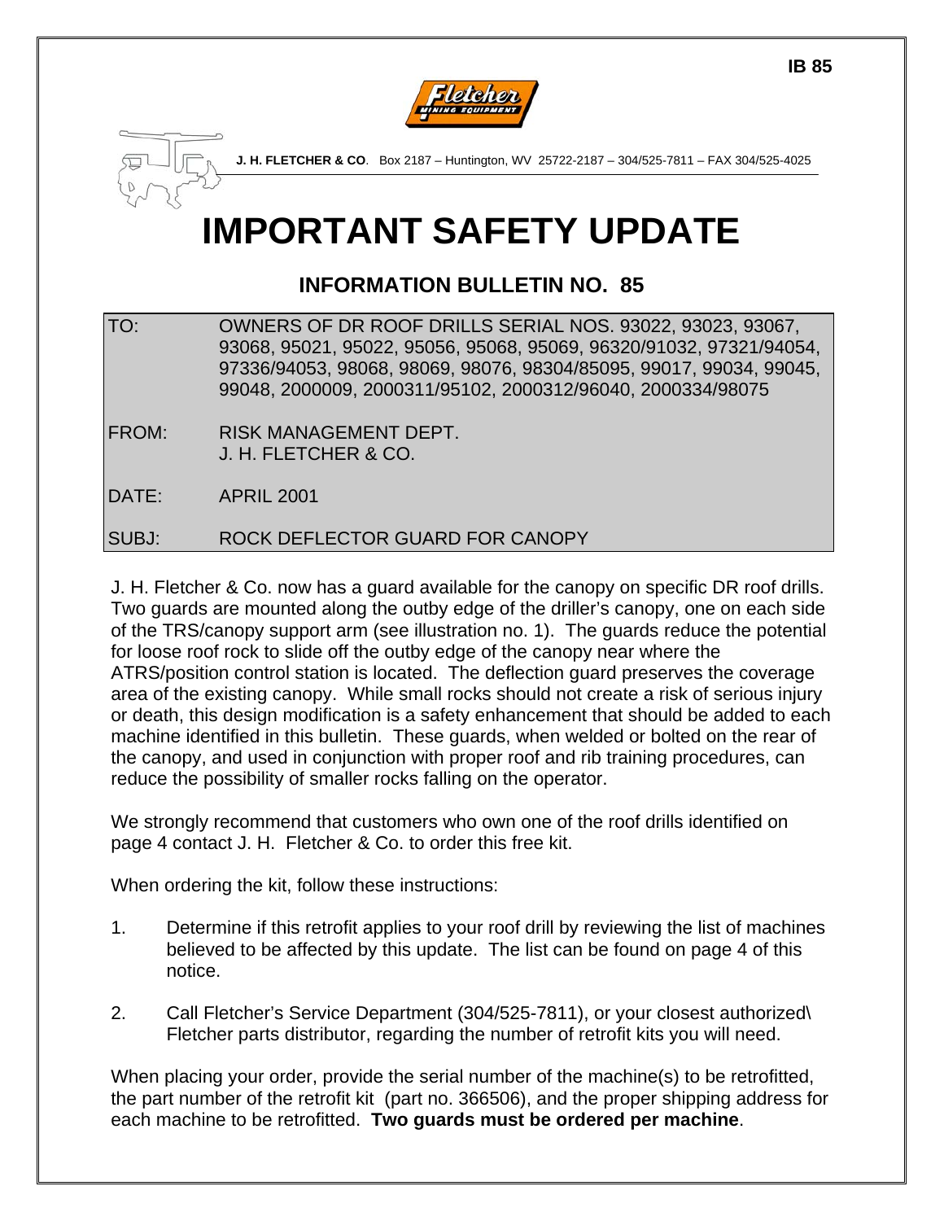IB 85

**J. H. FLETCHER & CO**. Box 2187 – Huntington, WV 25722-2187 – 304/525-7811 – FAX 304/525-4025

# IMPORTANT SAFETY UPDATE

## INFORMATION BULLETIN NO. 85

| | |
|---|---|
| TO: | OWNERS OF DR ROOF DRILLS SERIAL NOS. 93022, 93023, 93067, 93068, 95021, 95022, 95056, 95068, 95069, 96320/91032, 97321/94054, 97336/94053, 98068, 98069, 98076, 98304/85095, 99017, 99034, 99045, 99048, 2000009, 2000311/95102, 2000312/96040, 2000334/98075 |
| FROM: | RISK MANAGEMENT DEPT.<br>J. H. FLETCHER & CO. |
| DATE: | APRIL 2001 |
| SUBJ: | ROCK DEFLECTOR GUARD FOR CANOPY |

J. H. Fletcher & Co. now has a guard available for the canopy on specific DR roof drills. Two guards are mounted along the outby edge of the driller's canopy, one on each side of the TRS/canopy support arm (see illustration no. 1). The guards reduce the potential for loose roof rock to slide off the outby edge of the canopy near where the ATRS/position control station is located. The deflection guard preserves the coverage area of the existing canopy. While small rocks should not create a risk of serious injury or death, this design modification is a safety enhancement that should be added to each machine identified in this bulletin. These guards, when welded or bolted on the rear of the canopy, and used in conjunction with proper roof and rib training procedures, can reduce the possibility of smaller rocks falling on the operator.

We strongly recommend that customers who own one of the roof drills identified on page 4 contact J. H. Fletcher & Co. to order this free kit.

When ordering the kit, follow these instructions:

1. Determine if this retrofit applies to your roof drill by reviewing the list of machines believed to be affected by this update. The list can be found on page 4 of this notice.

2. Call Fletcher's Service Department (304/525-7811), or your closest authorized\ Fletcher parts distributor, regarding the number of retrofit kits you will need.

When placing your order, provide the serial number of the machine(s) to be retrofitted, the part number of the retrofit kit (part no. 366506), and the proper shipping address for each machine to be retrofitted. **Two guards must be ordered per machine**.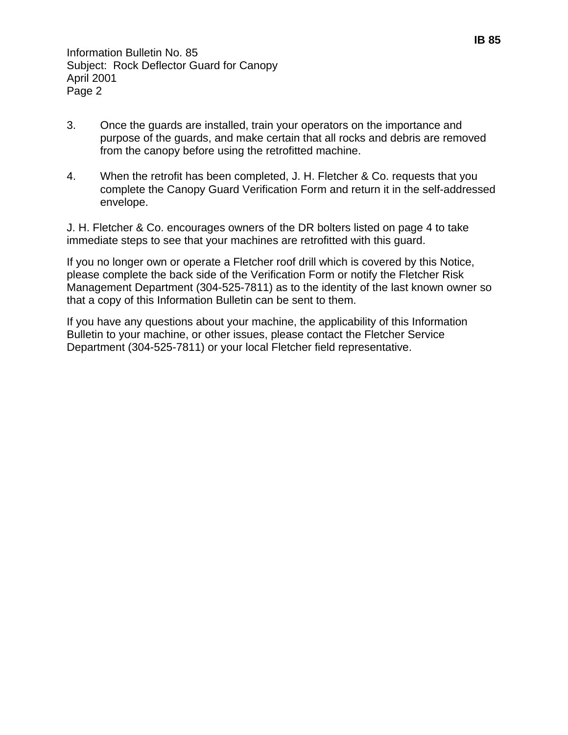3. Once the guards are installed, train your operators on the importance and purpose of the guards, and make certain that all rocks and debris are removed from the canopy before using the retrofitted machine.

4. When the retrofit has been completed, J. H. Fletcher & Co. requests that you complete the Canopy Guard Verification Form and return it in the self-addressed envelope.

J. H. Fletcher & Co. encourages owners of the DR bolters listed on page 4 to take immediate steps to see that your machines are retrofitted with this guard.

If you no longer own or operate a Fletcher roof drill which is covered by this Notice, please complete the back side of the Verification Form or notify the Fletcher Risk Management Department (304-525-7811) as to the identity of the last known owner so that a copy of this Information Bulletin can be sent to them.

If you have any questions about your machine, the applicability of this Information Bulletin to your machine, or other issues, please contact the Fletcher Service Department (304-525-7811) or your local Fletcher field representative.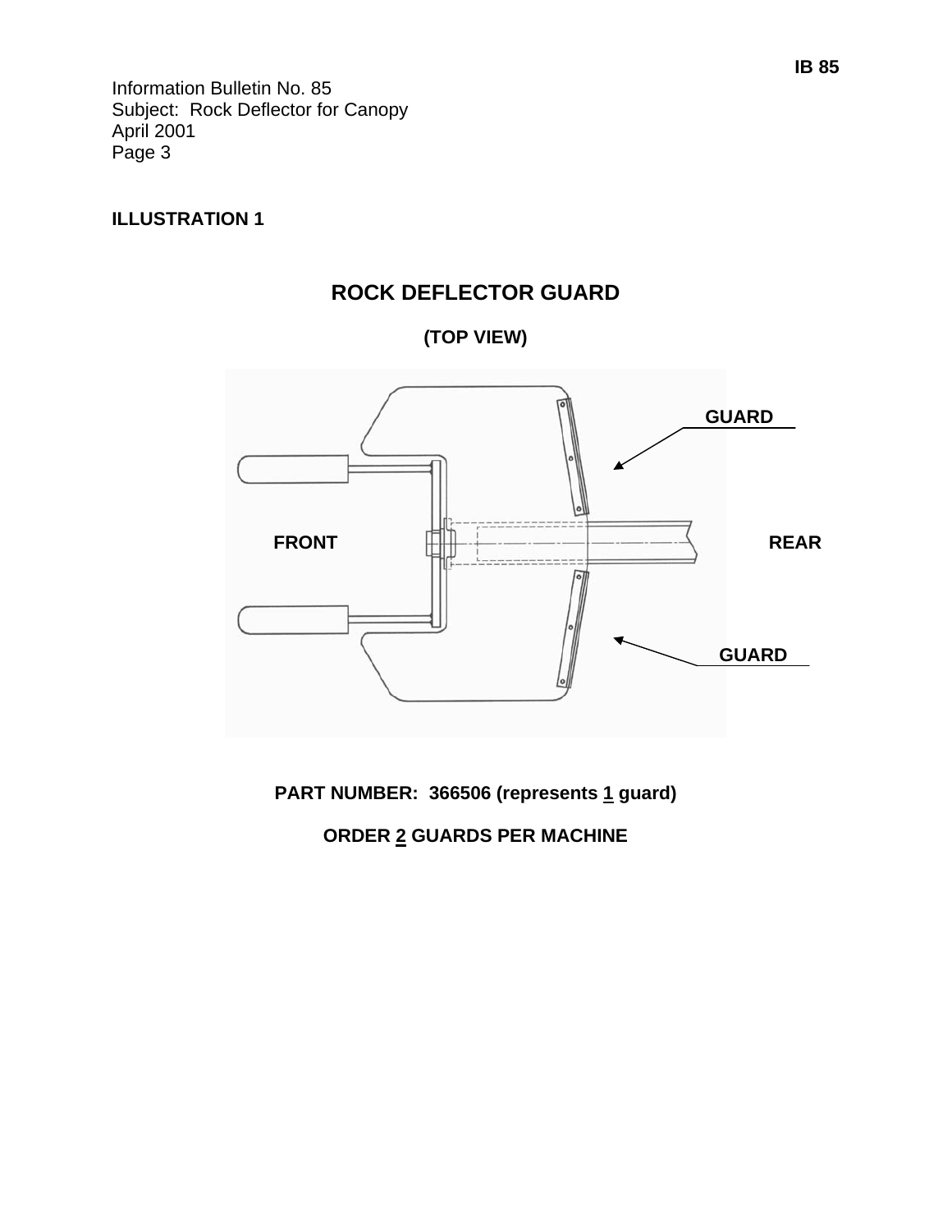Information Bulletin No. 85
Subject: Rock Deflector for Canopy
April 2001

**ILLUSTRATION 1**

## ROCK DEFLECTOR GUARD

**(TOP VIEW)**

GUARD

FRONT

REAR

GUARD

**PART NUMBER: 366506 (represents 1 guard)**

**ORDER 2 GUARDS PER MACHINE**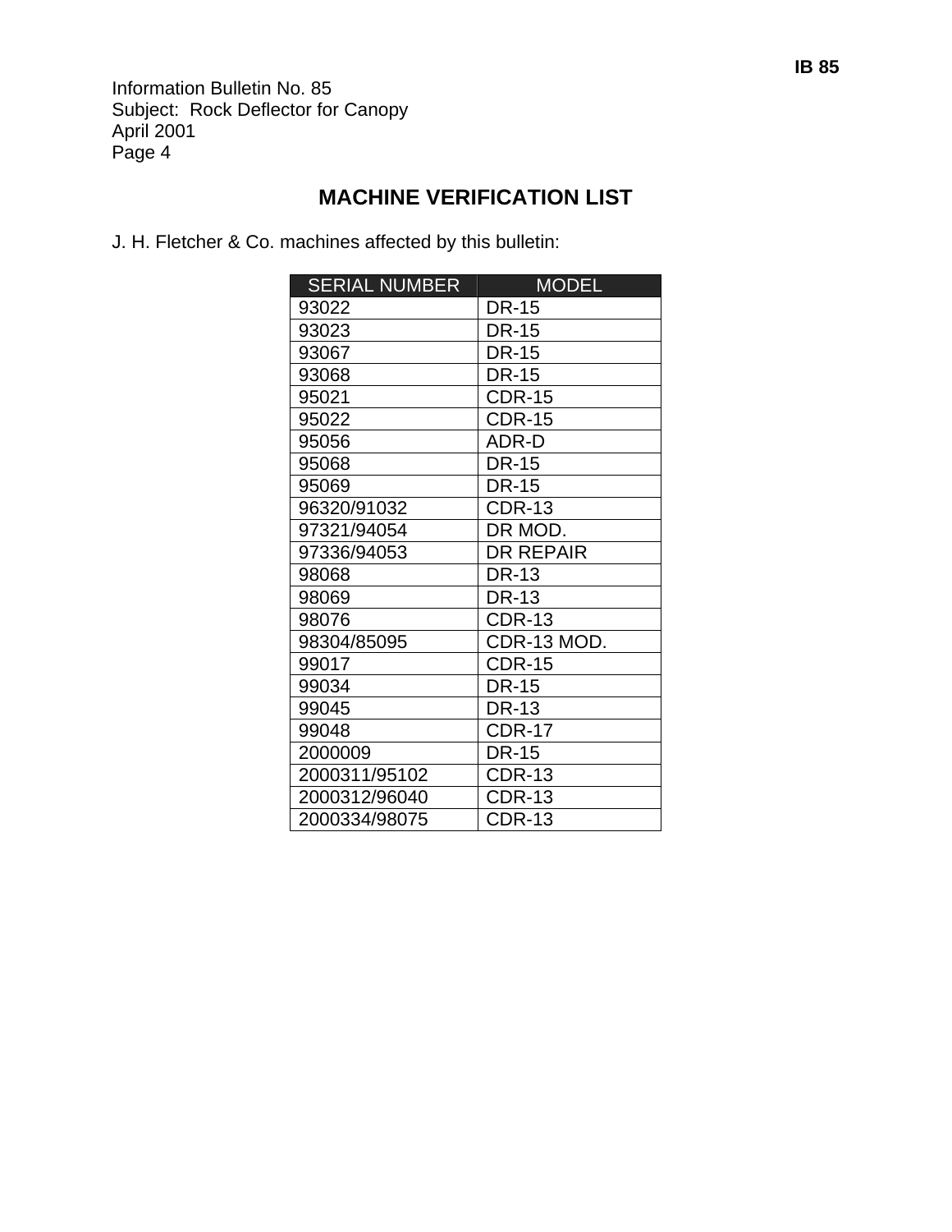Information Bulletin No. 85
Subject: Rock Deflector for Canopy
April 2001
Page 4

## MACHINE VERIFICATION LIST

J. H. Fletcher & Co. machines affected by this bulletin:

| SERIAL NUMBER | MODEL |
|---|---|
| 93022 | DR-15 |
| 93023 | DR-15 |
| 93067 | DR-15 |
| 93068 | DR-15 |
| 95021 | CDR-15 |
| 95022 | CDR-15 |
| 95056 | ADR-D |
| 95068 | DR-15 |
| 95069 | DR-15 |
| 96320/91032 | CDR-13 |
| 97321/94054 | DR MOD. |
| 97336/94053 | DR REPAIR |
| 98068 | DR-13 |
| 98069 | DR-13 |
| 98076 | CDR-13 |
| 98304/85095 | CDR-13 MOD. |
| 99017 | CDR-15 |
| 99034 | DR-15 |
| 99045 | DR-13 |
| 99048 | CDR-17 |
| 2000009 | DR-15 |
| 2000311/95102 | CDR-13 |
| 2000312/96040 | CDR-13 |
| 2000334/98075 | CDR-13 |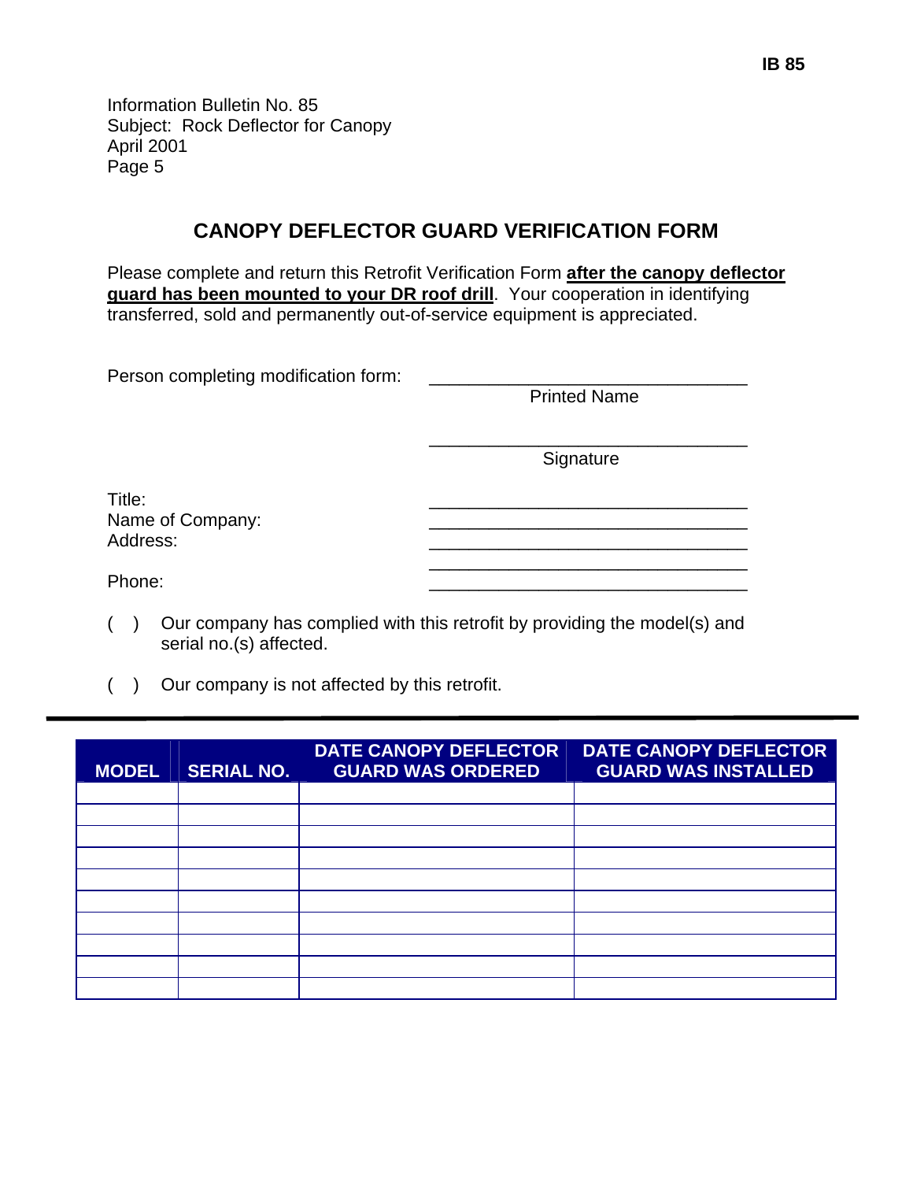Information Bulletin No. 85
Subject: Rock Deflector for Canopy
April 2001
Page 5

## CANOPY DEFLECTOR GUARD VERIFICATION FORM

Please complete and return this Retrofit Verification Form **after the canopy deflector guard has been mounted to your DR roof drill**. Your cooperation in identifying transferred, sold and permanently out-of-service equipment is appreciated.

Person completing modification form: ________________________________
Printed Name

________________________________
Signature

Title: ________________________________
Name of Company: ________________________________
Address: ________________________________
________________________________
Phone: ________________________________

( ) Our company has complied with this retrofit by providing the model(s) and serial no.(s) affected.

( ) Our company is not affected by this retrofit.

---

| MODEL | SERIAL NO. | DATE CANOPY DEFLECTOR GUARD WAS ORDERED | DATE CANOPY DEFLECTOR GUARD WAS INSTALLED |
|---|---|---|---|
| | | | |
| | | | |
| | | | |
| | | | |
| | | | |
| | | | |
| | | | |
| | | | |
| | | | |
| | | | |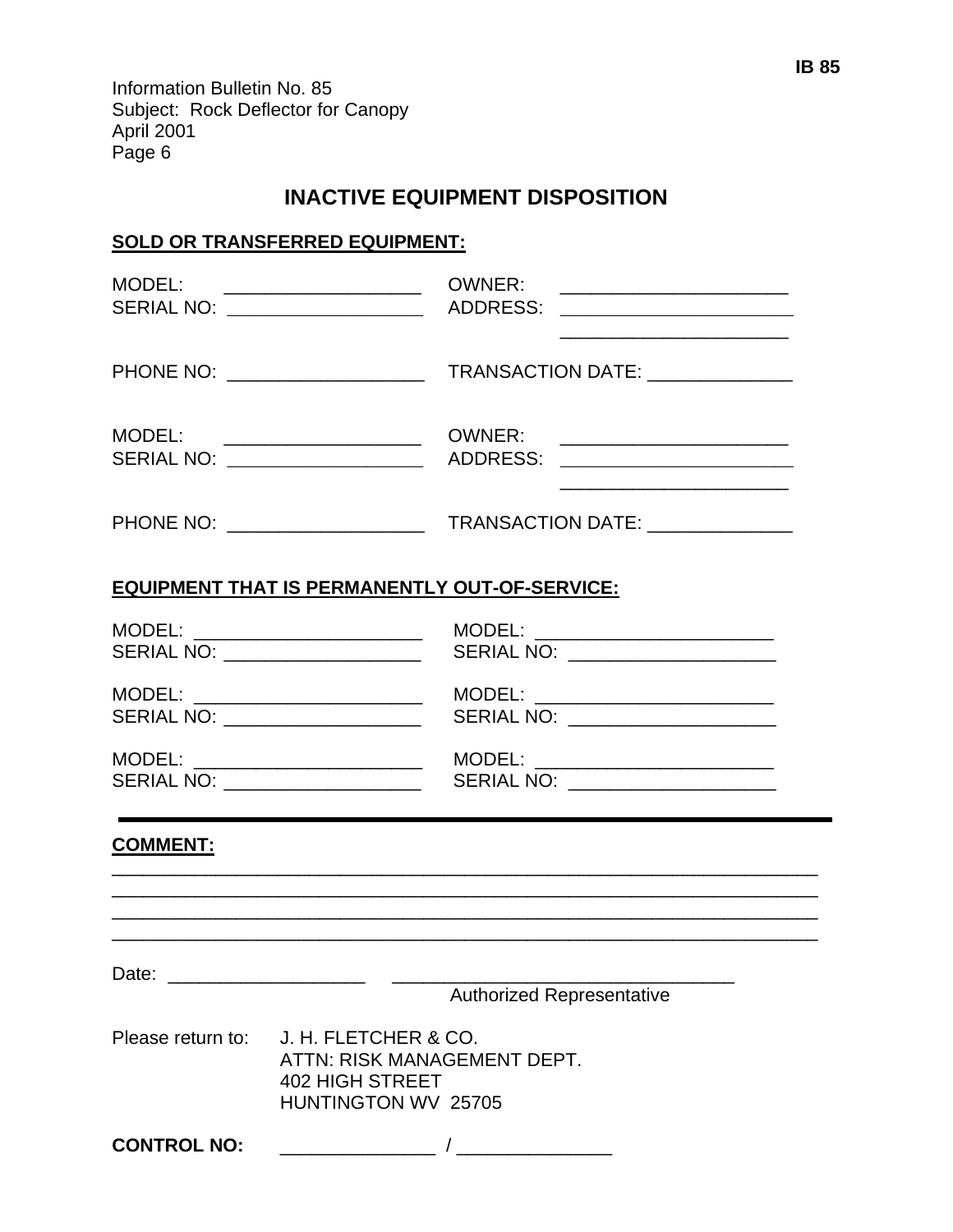Information Bulletin No. 85
Subject: Rock Deflector for Canopy
April 2001
Page 6

# INACTIVE EQUIPMENT DISPOSITION

**SOLD OR TRANSFERRED EQUIPMENT:**

MODEL: ___________________ OWNER: ______________________
SERIAL NO: ___________________ ADDRESS: _______________________
______________________

PHONE NO: ___________________ TRANSACTION DATE: ______________

MODEL: ___________________ OWNER: ______________________
SERIAL NO: ___________________ ADDRESS: _______________________
______________________

PHONE NO: ___________________ TRANSACTION DATE: ______________

**EQUIPMENT THAT IS PERMANENTLY OUT-OF-SERVICE:**

MODEL: ______________________ MODEL: _______________________
SERIAL NO: ___________________ SERIAL NO: ____________________

MODEL: ______________________ MODEL: _______________________
SERIAL NO: ___________________ SERIAL NO: ____________________

MODEL: ______________________ MODEL: _______________________
SERIAL NO: ___________________ SERIAL NO: ____________________

---

**COMMENT:**
_____________________________________________________________________
_____________________________________________________________________
_____________________________________________________________________
_____________________________________________________________________

Date: ___________________ _________________________________
Authorized Representative

Please return to: J. H. FLETCHER & CO.
ATTN: RISK MANAGEMENT DEPT.
402 HIGH STREET
HUNTINGTON WV 25705

**CONTROL NO:** _______________ / _______________